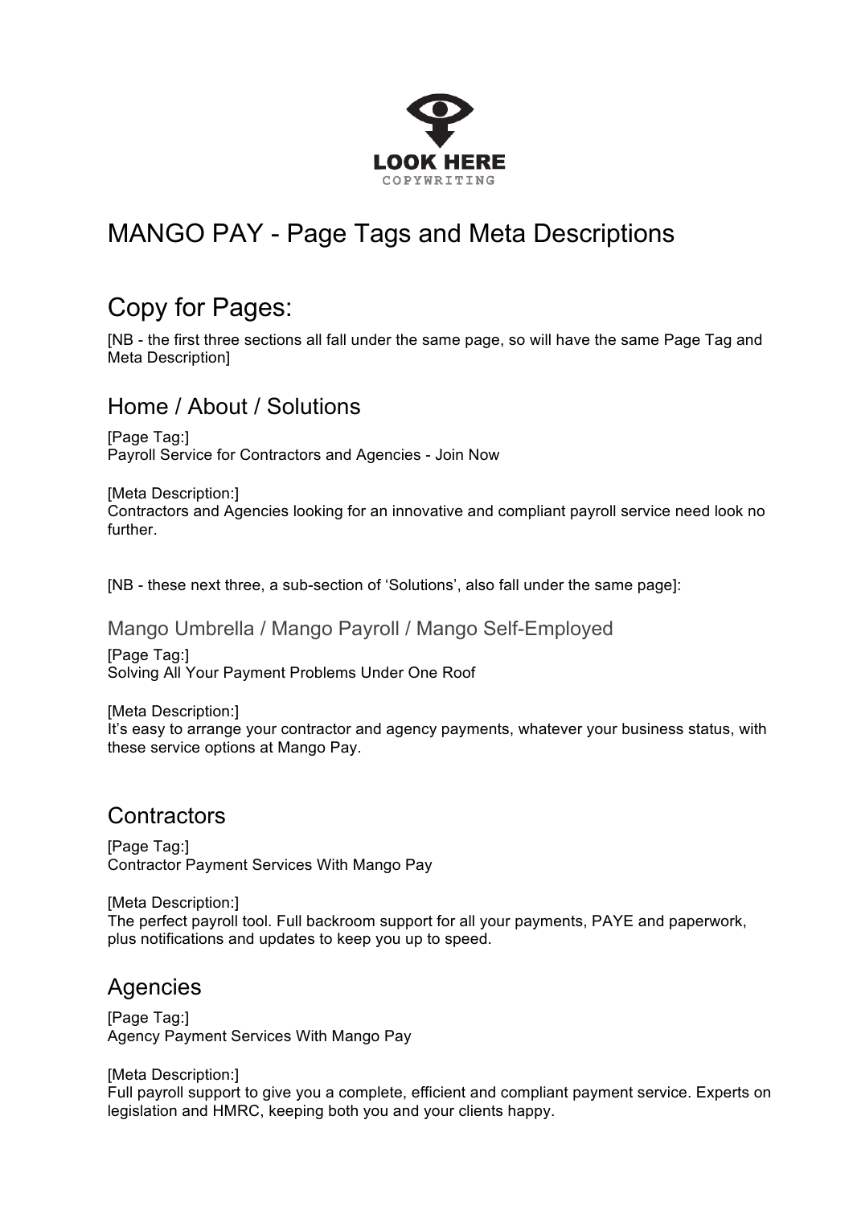LOOK HERE

COPYWRITING

# MANGO PAY - Page Tags and Meta Descriptions

# Copy for Pages:

[NB - the first three sections all fall under the same page, so will have the same Page Tag and Meta Description]

## Home / About / Solutions

[Page Tag:]
Payroll Service for Contractors and Agencies - Join Now

[Meta Description:]
Contractors and Agencies looking for an innovative and compliant payroll service need look no further.

[NB - these next three, a sub-section of 'Solutions', also fall under the same page]:

### Mango Umbrella / Mango Payroll / Mango Self-Employed

[Page Tag:]
Solving All Your Payment Problems Under One Roof

[Meta Description:]
It's easy to arrange your contractor and agency payments, whatever your business status, with these service options at Mango Pay.

## Contractors

[Page Tag:]
Contractor Payment Services With Mango Pay

[Meta Description:]
The perfect payroll tool. Full backroom support for all your payments, PAYE and paperwork, plus notifications and updates to keep you up to speed.

## Agencies

[Page Tag:]
Agency Payment Services With Mango Pay

[Meta Description:]
Full payroll support to give you a complete, efficient and compliant payment service. Experts on legislation and HMRC, keeping both you and your clients happy.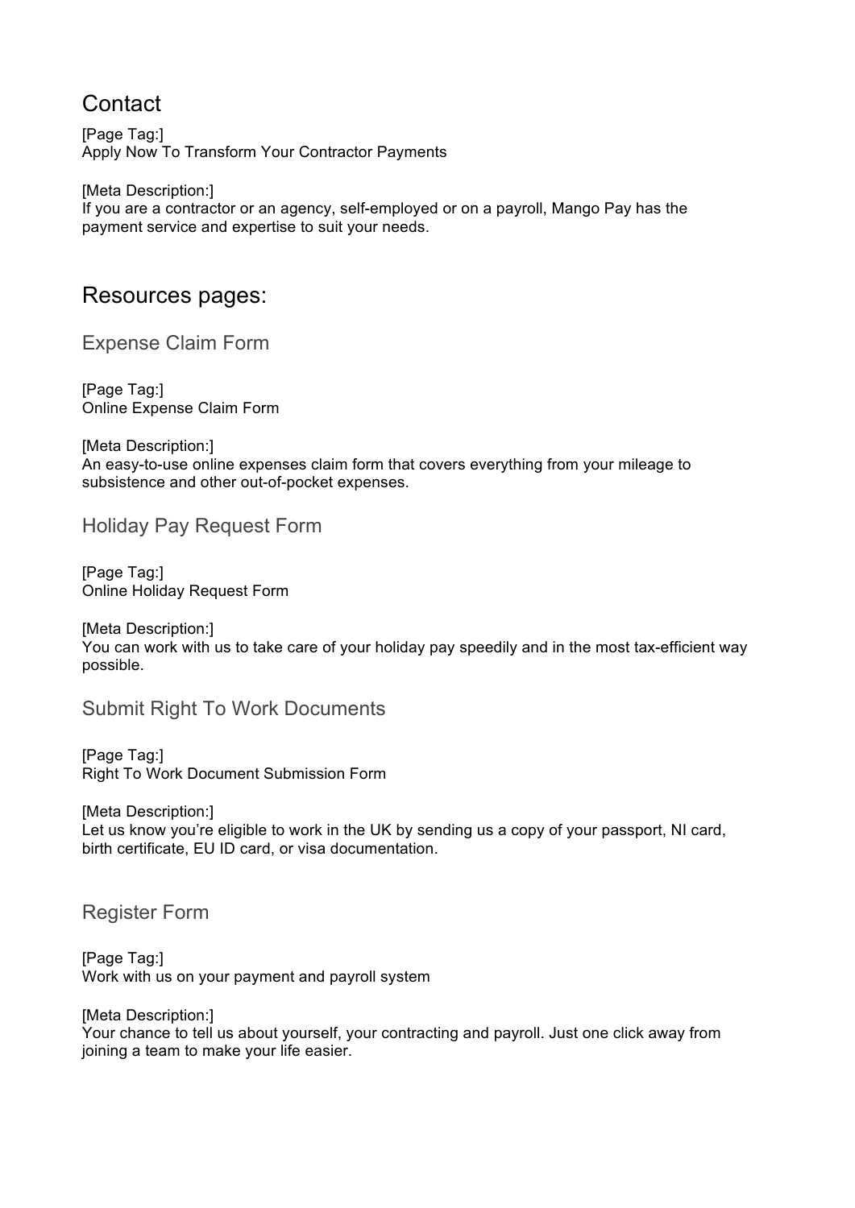## Contact

[Page Tag:]
Apply Now To Transform Your Contractor Payments

[Meta Description:]
If you are a contractor or an agency, self-employed or on a payroll, Mango Pay has the payment service and expertise to suit your needs.

## Resources pages:

### Expense Claim Form

[Page Tag:]
Online Expense Claim Form

[Meta Description:]
An easy-to-use online expenses claim form that covers everything from your mileage to subsistence and other out-of-pocket expenses.

### Holiday Pay Request Form

[Page Tag:]
Online Holiday Request Form

[Meta Description:]
You can work with us to take care of your holiday pay speedily and in the most tax-efficient way possible.

### Submit Right To Work Documents

[Page Tag:]
Right To Work Document Submission Form

[Meta Description:]
Let us know you're eligible to work in the UK by sending us a copy of your passport, NI card, birth certificate, EU ID card, or visa documentation.

### Register Form

[Page Tag:]
Work with us on your payment and payroll system

[Meta Description:]
Your chance to tell us about yourself, your contracting and payroll. Just one click away from joining a team to make your life easier.